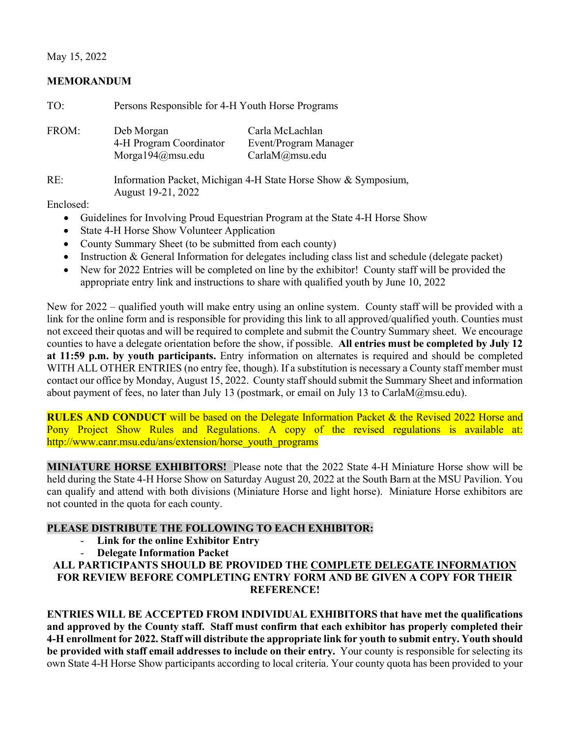May 15, 2022

**MEMORANDUM**

TO: Persons Responsible for 4-H Youth Horse Programs

FROM: Deb Morgan, 4-H Program Coordinator, Morga194@msu.edu
Carla McLachlan, Event/Program Manager, CarlaM@msu.edu

RE: Information Packet, Michigan 4-H State Horse Show & Symposium, August 19-21, 2022

Enclosed:

- Guidelines for Involving Proud Equestrian Program at the State 4-H Horse Show
- State 4-H Horse Show Volunteer Application
- County Summary Sheet (to be submitted from each county)
- Instruction & General Information for delegates including class list and schedule (delegate packet)
- New for 2022 Entries will be completed on line by the exhibitor! County staff will be provided the appropriate entry link and instructions to share with qualified youth by June 10, 2022

New for 2022 – qualified youth will make entry using an online system. County staff will be provided with a link for the online form and is responsible for providing this link to all approved/qualified youth. Counties must not exceed their quotas and will be required to complete and submit the Country Summary sheet. We encourage counties to have a delegate orientation before the show, if possible. **All entries must be completed by July 12 at 11:59 p.m. by youth participants.** Entry information on alternates is required and should be completed WITH ALL OTHER ENTRIES (no entry fee, though). If a substitution is necessary a County staff member must contact our office by Monday, August 15, 2022. County staff should submit the Summary Sheet and information about payment of fees, no later than July 13 (postmark, or email on July 13 to CarlaM@msu.edu).

**RULES AND CONDUCT** will be based on the Delegate Information Packet & the Revised 2022 Horse and Pony Project Show Rules and Regulations. A copy of the revised regulations is available at: http://www.canr.msu.edu/ans/extension/horse_youth_programs

**MINIATURE HORSE EXHIBITORS!** Please note that the 2022 State 4-H Miniature Horse show will be held during the State 4-H Horse Show on Saturday August 20, 2022 at the South Barn at the MSU Pavilion. You can qualify and attend with both divisions (Miniature Horse and light horse). Miniature Horse exhibitors are not counted in the quota for each county.

**PLEASE DISTRIBUTE THE FOLLOWING TO EACH EXHIBITOR:**

- **Link for the online Exhibitor Entry**
- **Delegate Information Packet**

**ALL PARTICIPANTS SHOULD BE PROVIDED THE COMPLETE DELEGATE INFORMATION FOR REVIEW BEFORE COMPLETING ENTRY FORM AND BE GIVEN A COPY FOR THEIR REFERENCE!**

**ENTRIES WILL BE ACCEPTED FROM INDIVIDUAL EXHIBITORS that have met the qualifications and approved by the County staff. Staff must confirm that each exhibitor has properly completed their 4-H enrollment for 2022. Staff will distribute the appropriate link for youth to submit entry. Youth should be provided with staff email addresses to include on their entry.** Your county is responsible for selecting its own State 4-H Horse Show participants according to local criteria. Your county quota has been provided to your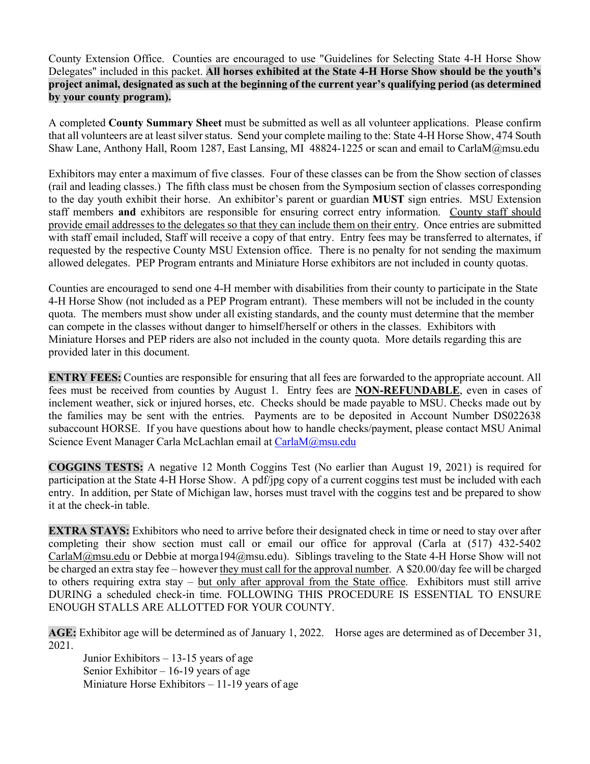County Extension Office. Counties are encouraged to use "Guidelines for Selecting State 4-H Horse Show Delegates" included in this packet. **All horses exhibited at the State 4-H Horse Show should be the youth's project animal, designated as such at the beginning of the current year's qualifying period (as determined by your county program).**

A completed **County Summary Sheet** must be submitted as well as all volunteer applications. Please confirm that all volunteers are at least silver status. Send your complete mailing to the: State 4-H Horse Show, 474 South Shaw Lane, Anthony Hall, Room 1287, East Lansing, MI 48824-1225 or scan and email to CarlaM@msu.edu

Exhibitors may enter a maximum of five classes. Four of these classes can be from the Show section of classes (rail and leading classes.) The fifth class must be chosen from the Symposium section of classes corresponding to the day youth exhibit their horse. An exhibitor's parent or guardian **MUST** sign entries. MSU Extension staff members **and** exhibitors are responsible for ensuring correct entry information. County staff should provide email addresses to the delegates so that they can include them on their entry. Once entries are submitted with staff email included, Staff will receive a copy of that entry. Entry fees may be transferred to alternates, if requested by the respective County MSU Extension office. There is no penalty for not sending the maximum allowed delegates. PEP Program entrants and Miniature Horse exhibitors are not included in county quotas.

Counties are encouraged to send one 4-H member with disabilities from their county to participate in the State 4-H Horse Show (not included as a PEP Program entrant). These members will not be included in the county quota. The members must show under all existing standards, and the county must determine that the member can compete in the classes without danger to himself/herself or others in the classes. Exhibitors with Miniature Horses and PEP riders are also not included in the county quota. More details regarding this are provided later in this document.

**ENTRY FEES:** Counties are responsible for ensuring that all fees are forwarded to the appropriate account. All fees must be received from counties by August 1. Entry fees are **NON-REFUNDABLE**, even in cases of inclement weather, sick or injured horses, etc. Checks should be made payable to MSU. Checks made out by the families may be sent with the entries. Payments are to be deposited in Account Number DS022638 subaccount HORSE. If you have questions about how to handle checks/payment, please contact MSU Animal Science Event Manager Carla McLachlan email at CarlaM@msu.edu

**COGGINS TESTS:** A negative 12 Month Coggins Test (No earlier than August 19, 2021) is required for participation at the State 4-H Horse Show. A pdf/jpg copy of a current coggins test must be included with each entry. In addition, per State of Michigan law, horses must travel with the coggins test and be prepared to show it at the check-in table.

**EXTRA STAYS:** Exhibitors who need to arrive before their designated check in time or need to stay over after completing their show section must call or email our office for approval (Carla at (517) 432-5402 CarlaM@msu.edu or Debbie at morga194@msu.edu). Siblings traveling to the State 4-H Horse Show will not be charged an extra stay fee – however they must call for the approval number. A $20.00/day fee will be charged to others requiring extra stay – but only after approval from the State office. Exhibitors must still arrive DURING a scheduled check-in time. FOLLOWING THIS PROCEDURE IS ESSENTIAL TO ENSURE ENOUGH STALLS ARE ALLOTTED FOR YOUR COUNTY.

**AGE:** Exhibitor age will be determined as of January 1, 2022. Horse ages are determined as of December 31, 2021.

- Junior Exhibitors – 13-15 years of age
- Senior Exhibitor – 16-19 years of age
- Miniature Horse Exhibitors – 11-19 years of age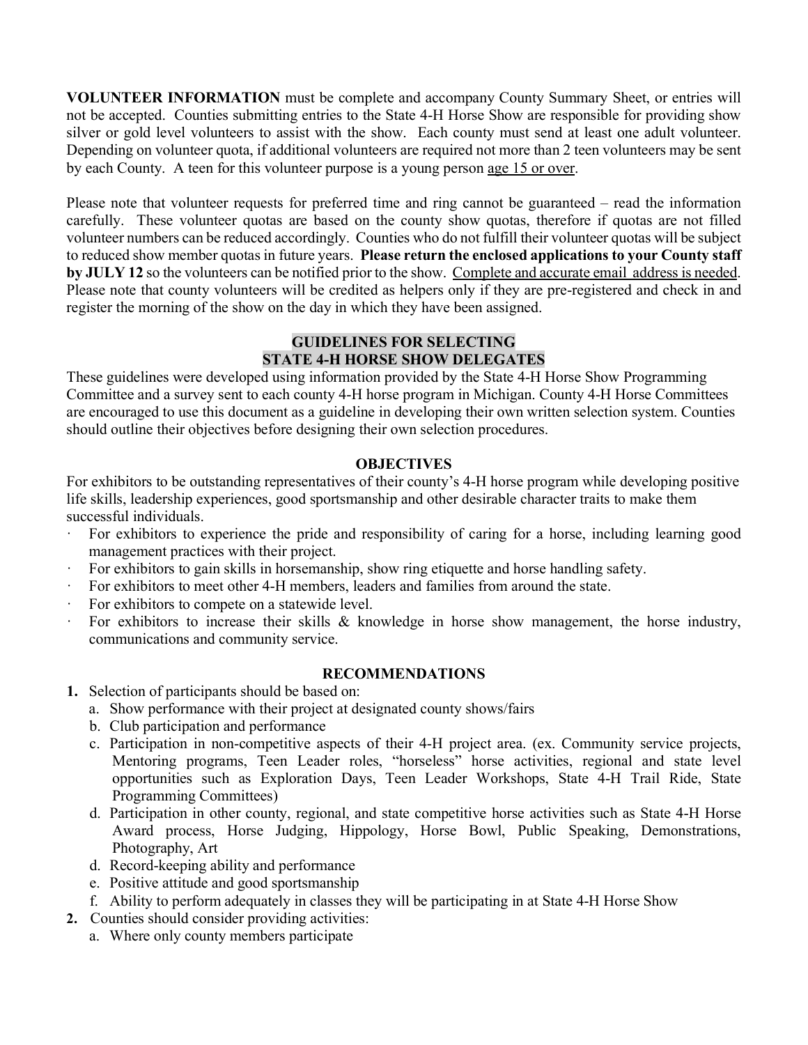**VOLUNTEER INFORMATION** must be complete and accompany County Summary Sheet, or entries will not be accepted. Counties submitting entries to the State 4-H Horse Show are responsible for providing show silver or gold level volunteers to assist with the show. Each county must send at least one adult volunteer. Depending on volunteer quota, if additional volunteers are required not more than 2 teen volunteers may be sent by each County. A teen for this volunteer purpose is a young person age 15 or over.

Please note that volunteer requests for preferred time and ring cannot be guaranteed – read the information carefully. These volunteer quotas are based on the county show quotas, therefore if quotas are not filled volunteer numbers can be reduced accordingly. Counties who do not fulfill their volunteer quotas will be subject to reduced show member quotas in future years. **Please return the enclosed applications to your County staff by JULY 12** so the volunteers can be notified prior to the show. Complete and accurate email address is needed. Please note that county volunteers will be credited as helpers only if they are pre-registered and check in and register the morning of the show on the day in which they have been assigned.

## GUIDELINES FOR SELECTING STATE 4-H HORSE SHOW DELEGATES

These guidelines were developed using information provided by the State 4-H Horse Show Programming Committee and a survey sent to each county 4-H horse program in Michigan. County 4-H Horse Committees are encouraged to use this document as a guideline in developing their own written selection system. Counties should outline their objectives before designing their own selection procedures.

### OBJECTIVES

For exhibitors to be outstanding representatives of their county's 4-H horse program while developing positive life skills, leadership experiences, good sportsmanship and other desirable character traits to make them successful individuals.

- For exhibitors to experience the pride and responsibility of caring for a horse, including learning good management practices with their project.
- For exhibitors to gain skills in horsemanship, show ring etiquette and horse handling safety.
- For exhibitors to meet other 4-H members, leaders and families from around the state.
- For exhibitors to compete on a statewide level.
- For exhibitors to increase their skills & knowledge in horse show management, the horse industry, communications and community service.

### RECOMMENDATIONS

1. Selection of participants should be based on:
   a. Show performance with their project at designated county shows/fairs
   b. Club participation and performance
   c. Participation in non-competitive aspects of their 4-H project area. (ex. Community service projects, Mentoring programs, Teen Leader roles, "horseless" horse activities, regional and state level opportunities such as Exploration Days, Teen Leader Workshops, State 4-H Trail Ride, State Programming Committees)
   d. Participation in other county, regional, and state competitive horse activities such as State 4-H Horse Award process, Horse Judging, Hippology, Horse Bowl, Public Speaking, Demonstrations, Photography, Art
   d. Record-keeping ability and performance
   e. Positive attitude and good sportsmanship
   f. Ability to perform adequately in classes they will be participating in at State 4-H Horse Show
2. Counties should consider providing activities:
   a. Where only county members participate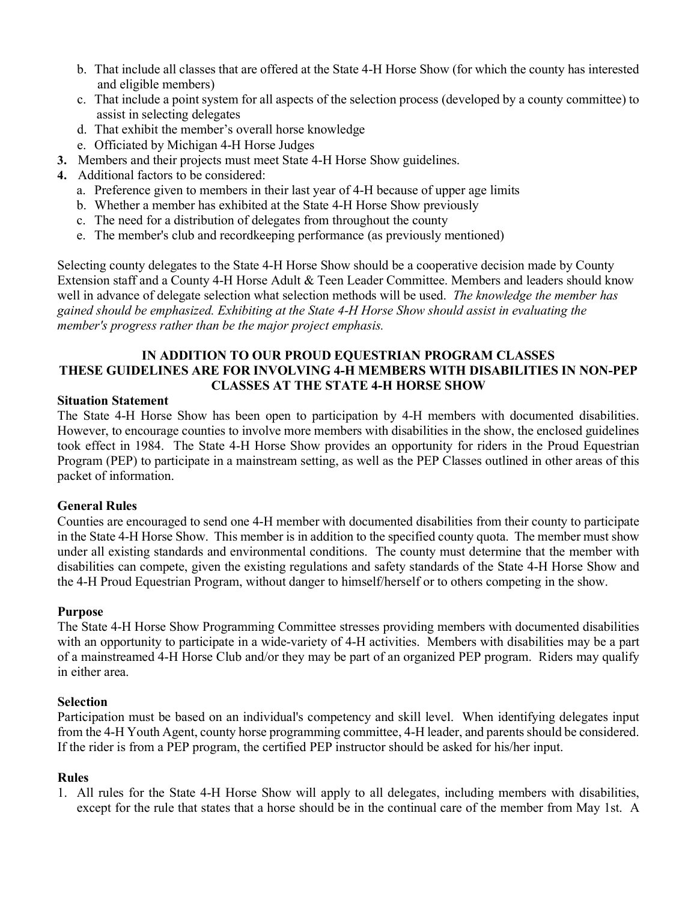b. That include all classes that are offered at the State 4-H Horse Show (for which the county has interested and eligible members)
c. That include a point system for all aspects of the selection process (developed by a county committee) to assist in selecting delegates
d. That exhibit the member's overall horse knowledge
e. Officiated by Michigan 4-H Horse Judges

**3.** Members and their projects must meet State 4-H Horse Show guidelines.

**4.** Additional factors to be considered:

a. Preference given to members in their last year of 4-H because of upper age limits
b. Whether a member has exhibited at the State 4-H Horse Show previously
c. The need for a distribution of delegates from throughout the county
e. The member's club and recordkeeping performance (as previously mentioned)

Selecting county delegates to the State 4-H Horse Show should be a cooperative decision made by County Extension staff and a County 4-H Horse Adult & Teen Leader Committee. Members and leaders should know well in advance of delegate selection what selection methods will be used. *The knowledge the member has gained should be emphasized. Exhibiting at the State 4-H Horse Show should assist in evaluating the member's progress rather than be the major project emphasis.*

## IN ADDITION TO OUR PROUD EQUESTRIAN PROGRAM CLASSES THESE GUIDELINES ARE FOR INVOLVING 4-H MEMBERS WITH DISABILITIES IN NON-PEP CLASSES AT THE STATE 4-H HORSE SHOW

### Situation Statement

The State 4-H Horse Show has been open to participation by 4-H members with documented disabilities. However, to encourage counties to involve more members with disabilities in the show, the enclosed guidelines took effect in 1984. The State 4-H Horse Show provides an opportunity for riders in the Proud Equestrian Program (PEP) to participate in a mainstream setting, as well as the PEP Classes outlined in other areas of this packet of information.

### General Rules

Counties are encouraged to send one 4-H member with documented disabilities from their county to participate in the State 4-H Horse Show. This member is in addition to the specified county quota. The member must show under all existing standards and environmental conditions. The county must determine that the member with disabilities can compete, given the existing regulations and safety standards of the State 4-H Horse Show and the 4-H Proud Equestrian Program, without danger to himself/herself or to others competing in the show.

### Purpose

The State 4-H Horse Show Programming Committee stresses providing members with documented disabilities with an opportunity to participate in a wide-variety of 4-H activities. Members with disabilities may be a part of a mainstreamed 4-H Horse Club and/or they may be part of an organized PEP program. Riders may qualify in either area.

### Selection

Participation must be based on an individual's competency and skill level. When identifying delegates input from the 4-H Youth Agent, county horse programming committee, 4-H leader, and parents should be considered. If the rider is from a PEP program, the certified PEP instructor should be asked for his/her input.

### Rules

1. All rules for the State 4-H Horse Show will apply to all delegates, including members with disabilities, except for the rule that states that a horse should be in the continual care of the member from May 1st. A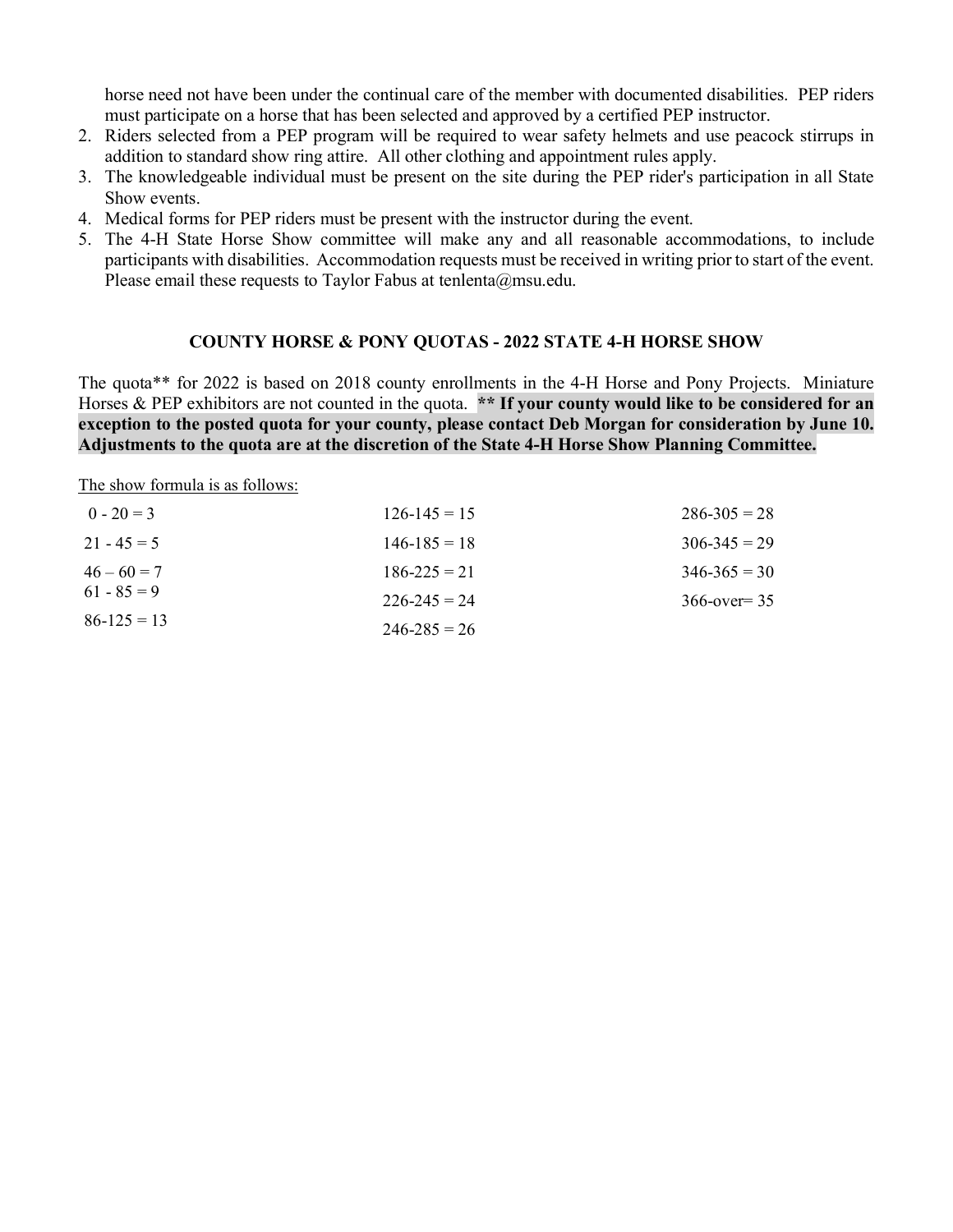horse need not have been under the continual care of the member with documented disabilities. PEP riders must participate on a horse that has been selected and approved by a certified PEP instructor.

2. Riders selected from a PEP program will be required to wear safety helmets and use peacock stirrups in addition to standard show ring attire. All other clothing and appointment rules apply.
3. The knowledgeable individual must be present on the site during the PEP rider's participation in all State Show events.
4. Medical forms for PEP riders must be present with the instructor during the event.
5. The 4-H State Horse Show committee will make any and all reasonable accommodations, to include participants with disabilities. Accommodation requests must be received in writing prior to start of the event. Please email these requests to Taylor Fabus at tenlenta@msu.edu.

## COUNTY HORSE & PONY QUOTAS - 2022 STATE 4-H HORSE SHOW

The quota** for 2022 is based on 2018 county enrollments in the 4-H Horse and Pony Projects. Miniature Horses & PEP exhibitors are not counted in the quota. **** If your county would like to be considered for an exception to the posted quota for your county, please contact Deb Morgan for consideration by June 10. Adjustments to the quota are at the discretion of the State 4-H Horse Show Planning Committee.**

The show formula is as follows:

| | | |
|---|---|---|
| 0 - 20 = 3 | 126-145 = 15 | 286-305 = 28 |
| 21 - 45 = 5 | 146-185 = 18 | 306-345 = 29 |
| 46 – 60 = 7 | 186-225 = 21 | 346-365 = 30 |
| 61 - 85 = 9 | 226-245 = 24 | 366-over= 35 |
| 86-125 = 13 | 246-285 = 26 | |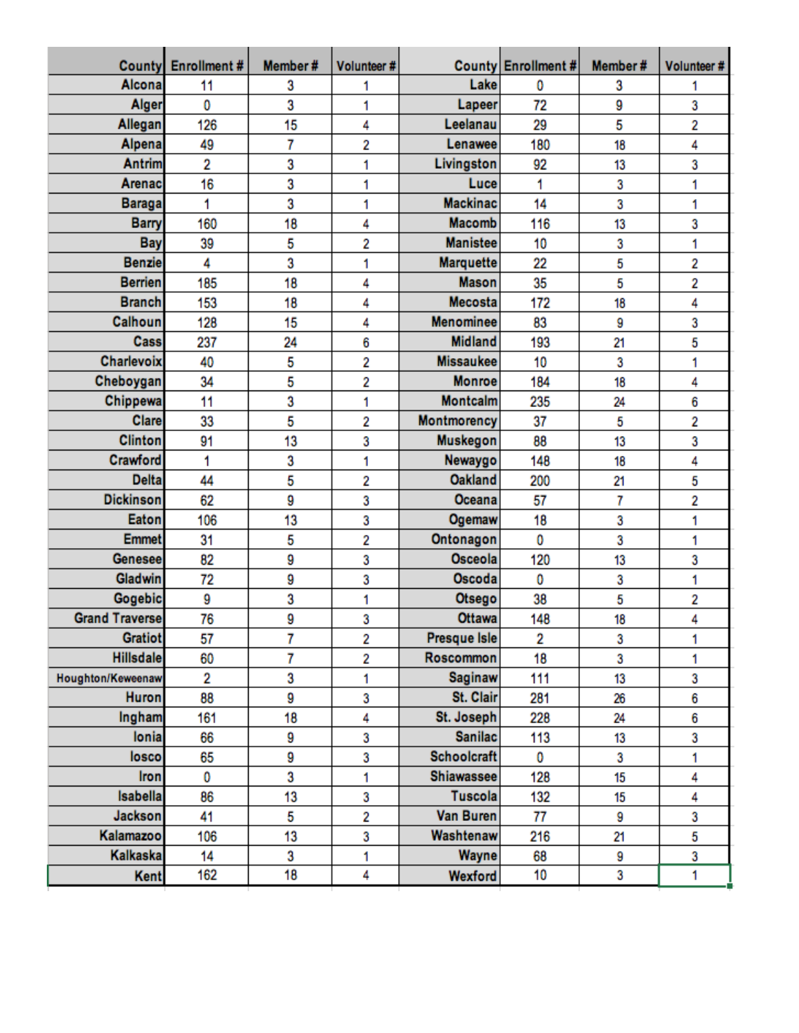| County | Enrollment # | Member # | Volunteer # | County | Enrollment # | Member # | Volunteer # |
|---|---|---|---|---|---|---|---|
| Alcona | 11 | 3 | 1 | Lake | 0 | 3 | 1 |
| Alger | 0 | 3 | 1 | Lapeer | 72 | 9 | 3 |
| Allegan | 126 | 15 | 4 | Leelanau | 29 | 5 | 2 |
| Alpena | 49 | 7 | 2 | Lenawee | 180 | 18 | 4 |
| Antrim | 2 | 3 | 1 | Livingston | 92 | 13 | 3 |
| Arenac | 16 | 3 | 1 | Luce | 1 | 3 | 1 |
| Baraga | 1 | 3 | 1 | Mackinac | 14 | 3 | 1 |
| Barry | 160 | 18 | 4 | Macomb | 116 | 13 | 3 |
| Bay | 39 | 5 | 2 | Manistee | 10 | 3 | 1 |
| Benzie | 4 | 3 | 1 | Marquette | 22 | 5 | 2 |
| Berrien | 185 | 18 | 4 | Mason | 35 | 5 | 2 |
| Branch | 153 | 18 | 4 | Mecosta | 172 | 18 | 4 |
| Calhoun | 128 | 15 | 4 | Menominee | 83 | 9 | 3 |
| Cass | 237 | 24 | 6 | Midland | 193 | 21 | 5 |
| Charlevoix | 40 | 5 | 2 | Missaukee | 10 | 3 | 1 |
| Cheboygan | 34 | 5 | 2 | Monroe | 184 | 18 | 4 |
| Chippewa | 11 | 3 | 1 | Montcalm | 235 | 24 | 6 |
| Clare | 33 | 5 | 2 | Montmorency | 37 | 5 | 2 |
| Clinton | 91 | 13 | 3 | Muskegon | 88 | 13 | 3 |
| Crawford | 1 | 3 | 1 | Newaygo | 148 | 18 | 4 |
| Delta | 44 | 5 | 2 | Oakland | 200 | 21 | 5 |
| Dickinson | 62 | 9 | 3 | Oceana | 57 | 7 | 2 |
| Eaton | 106 | 13 | 3 | Ogemaw | 18 | 3 | 1 |
| Emmet | 31 | 5 | 2 | Ontonagon | 0 | 3 | 1 |
| Genesee | 82 | 9 | 3 | Osceola | 120 | 13 | 3 |
| Gladwin | 72 | 9 | 3 | Oscoda | 0 | 3 | 1 |
| Gogebic | 9 | 3 | 1 | Otsego | 38 | 5 | 2 |
| Grand Traverse | 76 | 9 | 3 | Ottawa | 148 | 18 | 4 |
| Gratiot | 57 | 7 | 2 | Presque Isle | 2 | 3 | 1 |
| Hillsdale | 60 | 7 | 2 | Roscommon | 18 | 3 | 1 |
| Houghton/Keweenaw | 2 | 3 | 1 | Saginaw | 111 | 13 | 3 |
| Huron | 88 | 9 | 3 | St. Clair | 281 | 26 | 6 |
| Ingham | 161 | 18 | 4 | St. Joseph | 228 | 24 | 6 |
| Ionia | 66 | 9 | 3 | Sanilac | 113 | 13 | 3 |
| Iosco | 65 | 9 | 3 | Schoolcraft | 0 | 3 | 1 |
| Iron | 0 | 3 | 1 | Shiawassee | 128 | 15 | 4 |
| Isabella | 86 | 13 | 3 | Tuscola | 132 | 15 | 4 |
| Jackson | 41 | 5 | 2 | Van Buren | 77 | 9 | 3 |
| Kalamazoo | 106 | 13 | 3 | Washtenaw | 216 | 21 | 5 |
| Kalkaska | 14 | 3 | 1 | Wayne | 68 | 9 | 3 |
| Kent | 162 | 18 | 4 | Wexford | 10 | 3 | 1 |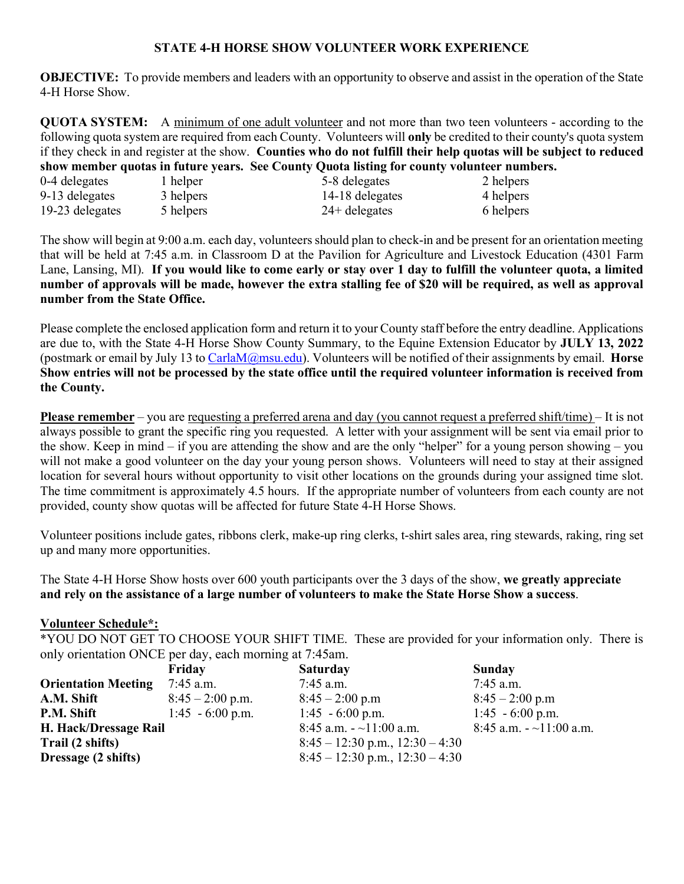# STATE 4-H HORSE SHOW VOLUNTEER WORK EXPERIENCE

**OBJECTIVE:** To provide members and leaders with an opportunity to observe and assist in the operation of the State 4-H Horse Show.

**QUOTA SYSTEM:** A minimum of one adult volunteer and not more than two teen volunteers - according to the following quota system are required from each County. Volunteers will **only** be credited to their county's quota system if they check in and register at the show. **Counties who do not fulfill their help quotas will be subject to reduced show member quotas in future years. See County Quota listing for county volunteer numbers.**

| | | | |
|---|---|---|---|
| 0-4 delegates | 1 helper | 5-8 delegates | 2 helpers |
| 9-13 delegates | 3 helpers | 14-18 delegates | 4 helpers |
| 19-23 delegates | 5 helpers | 24+ delegates | 6 helpers |

The show will begin at 9:00 a.m. each day, volunteers should plan to check-in and be present for an orientation meeting that will be held at 7:45 a.m. in Classroom D at the Pavilion for Agriculture and Livestock Education (4301 Farm Lane, Lansing, MI). **If you would like to come early or stay over 1 day to fulfill the volunteer quota, a limited number of approvals will be made, however the extra stalling fee of $20 will be required, as well as approval number from the State Office.**

Please complete the enclosed application form and return it to your County staff before the entry deadline. Applications are due to, with the State 4-H Horse Show County Summary, to the Equine Extension Educator by **JULY 13, 2022** (postmark or email by July 13 to CarlaM@msu.edu). Volunteers will be notified of their assignments by email. **Horse Show entries will not be processed by the state office until the required volunteer information is received from the County.**

**Please remember** – you are requesting a preferred arena and day (you cannot request a preferred shift/time) – It is not always possible to grant the specific ring you requested. A letter with your assignment will be sent via email prior to the show. Keep in mind – if you are attending the show and are the only "helper" for a young person showing – you will not make a good volunteer on the day your young person shows. Volunteers will need to stay at their assigned location for several hours without opportunity to visit other locations on the grounds during your assigned time slot. The time commitment is approximately 4.5 hours. If the appropriate number of volunteers from each county are not provided, county show quotas will be affected for future State 4-H Horse Shows.

Volunteer positions include gates, ribbons clerk, make-up ring clerks, t-shirt sales area, ring stewards, raking, ring set up and many more opportunities.

The State 4-H Horse Show hosts over 600 youth participants over the 3 days of the show, **we greatly appreciate and rely on the assistance of a large number of volunteers to make the State Horse Show a success**.

**Volunteer Schedule*:**

*YOU DO NOT GET TO CHOOSE YOUR SHIFT TIME. These are provided for your information only. There is only orientation ONCE per day, each morning at 7:45am.

| | Friday | Saturday | Sunday |
|---|---|---|---|
| **Orientation Meeting** | 7:45 a.m. | 7:45 a.m. | 7:45 a.m. |
| **A.M. Shift** | 8:45 – 2:00 p.m. | 8:45 – 2:00 p.m | 8:45 – 2:00 p.m |
| **P.M. Shift** | 1:45 - 6:00 p.m. | 1:45 - 6:00 p.m. | 1:45 - 6:00 p.m. |
| **H. Hack/Dressage Rail** | | 8:45 a.m. - ~11:00 a.m. | 8:45 a.m. - ~11:00 a.m. |
| **Trail (2 shifts)** | | 8:45 – 12:30 p.m., 12:30 – 4:30 | |
| **Dressage (2 shifts)** | | 8:45 – 12:30 p.m., 12:30 – 4:30 | |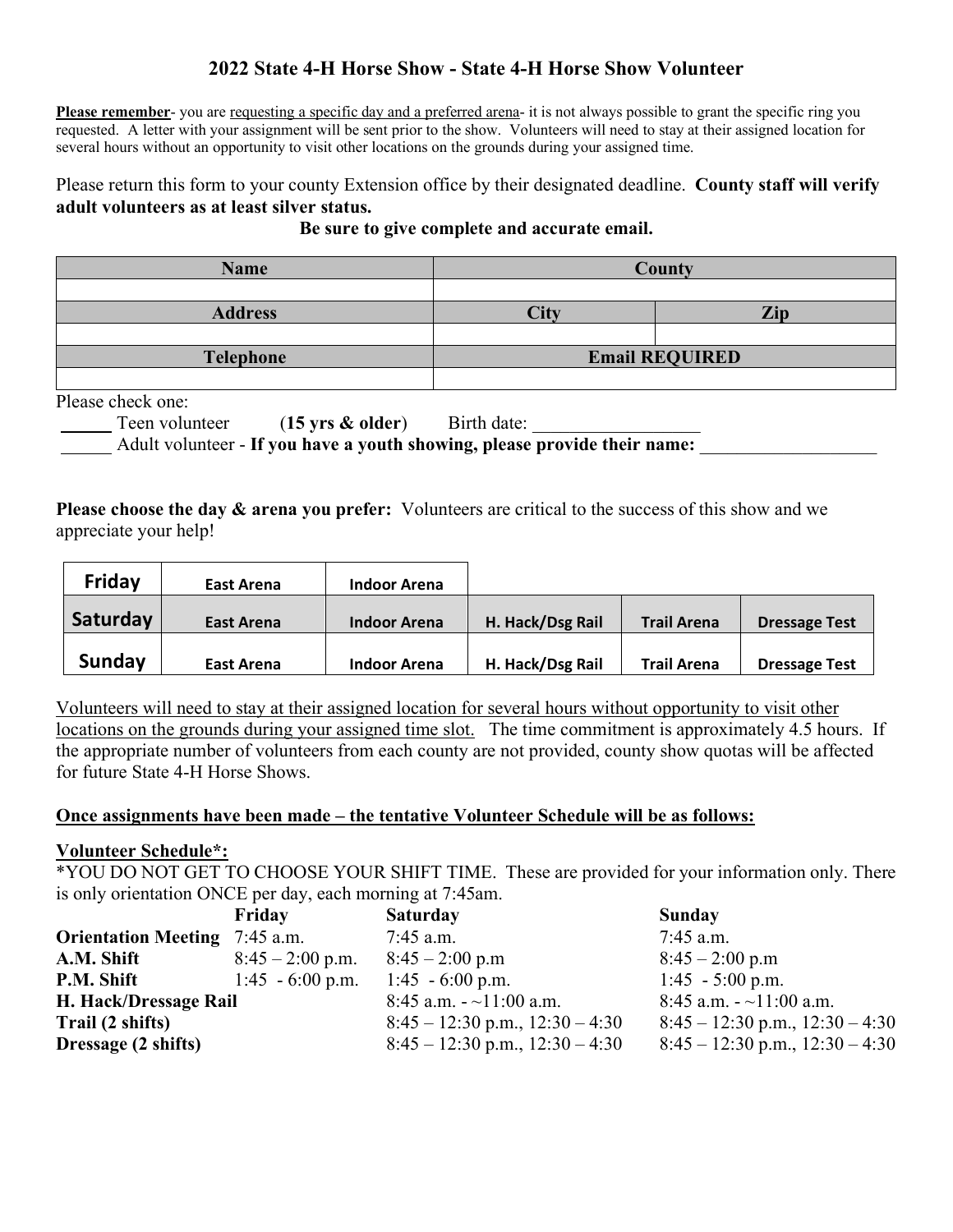## 2022 State 4-H Horse Show - State 4-H Horse Show Volunteer

**Please remember**- you are requesting a specific day and a preferred arena- it is not always possible to grant the specific ring you requested. A letter with your assignment will be sent prior to the show. Volunteers will need to stay at their assigned location for several hours without an opportunity to visit other locations on the grounds during your assigned time.

Please return this form to your county Extension office by their designated deadline. **County staff will verify adult volunteers as at least silver status.**

**Be sure to give complete and accurate email.**

| Name | County | |
|---|---|---|
| | | |
| **Address** | **City** | **Zip** |
| | | |
| **Telephone** | **Email REQUIRED** | |
| | | |

Please check one:

_____ Teen volunteer (**15 yrs & older**) Birth date: ________________

_____ Adult volunteer - **If you have a youth showing, please provide their name:** ________________

**Please choose the day & arena you prefer:** Volunteers are critical to the success of this show and we appreciate your help!

| | | | | | |
|---|---|---|---|---|---|
| **Friday** | **East Arena** | **Indoor Arena** | | | |
| **Saturday** | **East Arena** | **Indoor Arena** | **H. Hack/Dsg Rail** | **Trail Arena** | **Dressage Test** |
| **Sunday** | **East Arena** | **Indoor Arena** | **H. Hack/Dsg Rail** | **Trail Arena** | **Dressage Test** |

Volunteers will need to stay at their assigned location for several hours without opportunity to visit other locations on the grounds during your assigned time slot. The time commitment is approximately 4.5 hours. If the appropriate number of volunteers from each county are not provided, county show quotas will be affected for future State 4-H Horse Shows.

**Once assignments have been made – the tentative Volunteer Schedule will be as follows:**

**Volunteer Schedule*:**

*YOU DO NOT GET TO CHOOSE YOUR SHIFT TIME. These are provided for your information only. There is only orientation ONCE per day, each morning at 7:45am.

| | **Friday** | **Saturday** | **Sunday** |
|---|---|---|---|
| **Orientation Meeting** | 7:45 a.m. | 7:45 a.m. | 7:45 a.m. |
| **A.M. Shift** | 8:45 – 2:00 p.m. | 8:45 – 2:00 p.m | 8:45 – 2:00 p.m |
| **P.M. Shift** | 1:45 - 6:00 p.m. | 1:45 - 6:00 p.m. | 1:45 - 5:00 p.m. |
| **H. Hack/Dressage Rail** | | 8:45 a.m. - ~11:00 a.m. | 8:45 a.m. - ~11:00 a.m. |
| **Trail (2 shifts)** | | 8:45 – 12:30 p.m., 12:30 – 4:30 | 8:45 – 12:30 p.m., 12:30 – 4:30 |
| **Dressage (2 shifts)** | | 8:45 – 12:30 p.m., 12:30 – 4:30 | 8:45 – 12:30 p.m., 12:30 – 4:30 |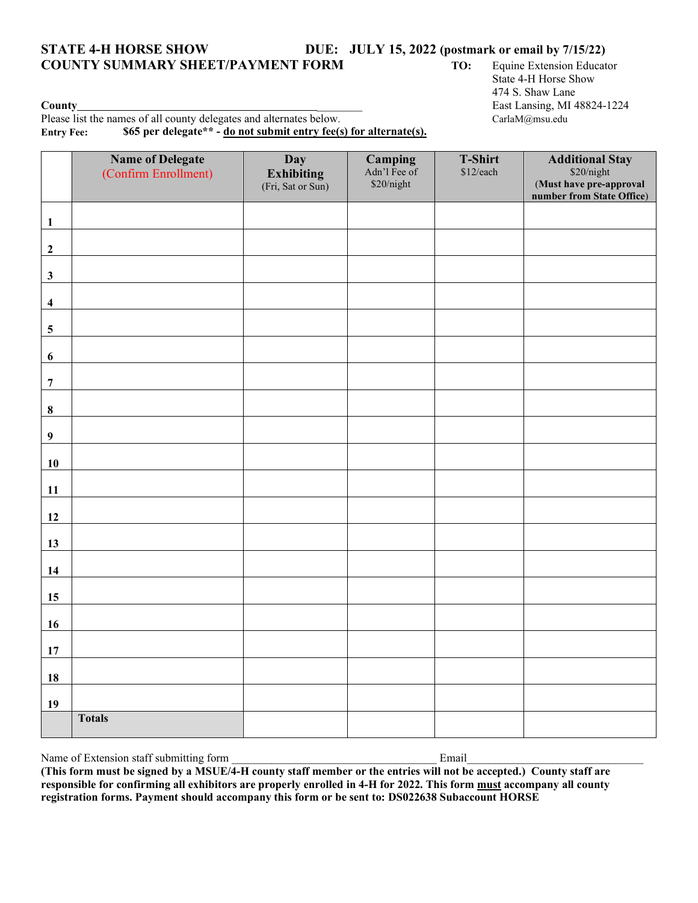**STATE 4-H HORSE SHOW**
**COUNTY SUMMARY SHEET/PAYMENT FORM**

**DUE: JULY 15, 2022 (postmark or email by 7/15/22)**

**TO:** Equine Extension Educator
State 4-H Horse Show
474 S. Shaw Lane
East Lansing, MI 48824-1224
CarlaM@msu.edu

**County**_____________________________________________________

Please list the names of all county delegates and alternates below.

**Entry Fee:** **$65 per delegate\*\* - do not submit entry fee(s) for alternate(s).**

| | Name of Delegate (Confirm Enrollment) | Day Exhibiting (Fri, Sat or Sun) | Camping Adn'l Fee of $20/night | T-Shirt $12/each | Additional Stay $20/night (Must have pre-approval number from State Office) |
|---|---|---|---|---|---|
| 1 | | | | | |
| 2 | | | | | |
| 3 | | | | | |
| 4 | | | | | |
| 5 | | | | | |
| 6 | | | | | |
| 7 | | | | | |
| 8 | | | | | |
| 9 | | | | | |
| 10 | | | | | |
| 11 | | | | | |
| 12 | | | | | |
| 13 | | | | | |
| 14 | | | | | |
| 15 | | | | | |
| 16 | | | | | |
| 17 | | | | | |
| 18 | | | | | |
| 19 | | | | | |
| | **Totals** | | | | |

Name of Extension staff submitting form ____________________________________ Email______________________________

**(This form must be signed by a MSUE/4-H county staff member or the entries will not be accepted.) County staff are responsible for confirming all exhibitors are properly enrolled in 4-H for 2022. This form must accompany all county registration forms. Payment should accompany this form or be sent to: DS022638 Subaccount HORSE**